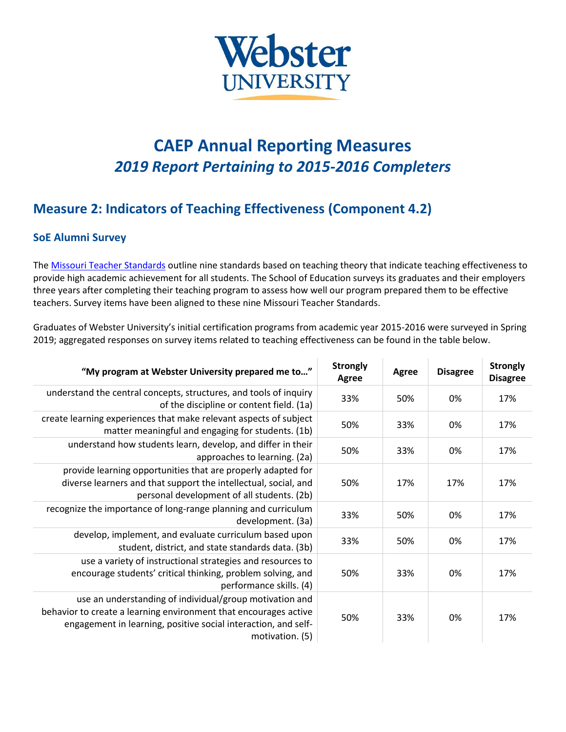# CAEP Annual Reporting Measures

## *2019 Report Pertaining to 2015-2016 Completers*

## Measure 2: Indicators of Teaching Effectiveness (Component 4.2)

### SoE Alumni Survey

The Missouri Teacher Standards outline nine standards based on teaching theory that indicate teaching effectiveness to provide high academic achievement for all students. The School of Education surveys its graduates and their employers three years after completing their teaching program to assess how well our program prepared them to be effective teachers. Survey items have been aligned to these nine Missouri Teacher Standards.

Graduates of Webster University's initial certification programs from academic year 2015-2016 were surveyed in Spring 2019; aggregated responses on survey items related to teaching effectiveness can be found in the table below.

| "My program at Webster University prepared me to…" | Strongly Agree | Agree | Disagree | Strongly Disagree |
|---|---|---|---|---|
| understand the central concepts, structures, and tools of inquiry of the discipline or content field. (1a) | 33% | 50% | 0% | 17% |
| create learning experiences that make relevant aspects of subject matter meaningful and engaging for students. (1b) | 50% | 33% | 0% | 17% |
| understand how students learn, develop, and differ in their approaches to learning. (2a) | 50% | 33% | 0% | 17% |
| provide learning opportunities that are properly adapted for diverse learners and that support the intellectual, social, and personal development of all students. (2b) | 50% | 17% | 17% | 17% |
| recognize the importance of long-range planning and curriculum development. (3a) | 33% | 50% | 0% | 17% |
| develop, implement, and evaluate curriculum based upon student, district, and state standards data. (3b) | 33% | 50% | 0% | 17% |
| use a variety of instructional strategies and resources to encourage students' critical thinking, problem solving, and performance skills. (4) | 50% | 33% | 0% | 17% |
| use an understanding of individual/group motivation and behavior to create a learning environment that encourages active engagement in learning, positive social interaction, and self-motivation. (5) | 50% | 33% | 0% | 17% |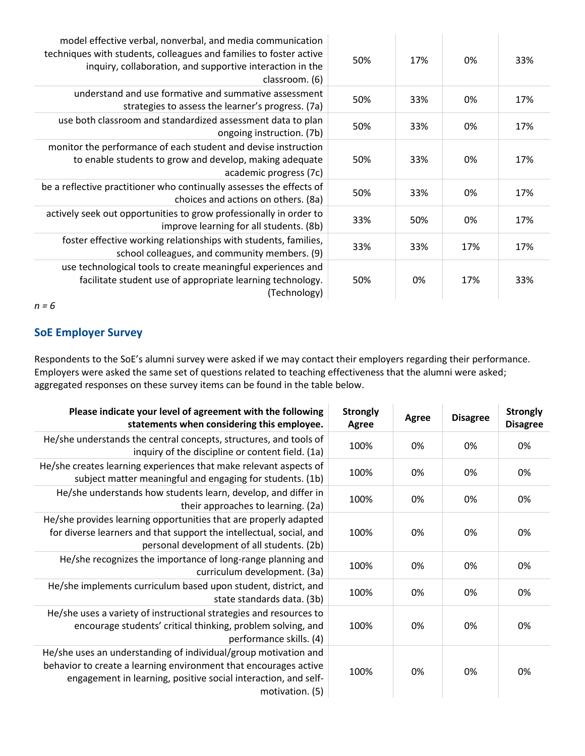| | | | | |
|---|---|---|---|---|
| model effective verbal, nonverbal, and media communication techniques with students, colleagues and families to foster active inquiry, collaboration, and supportive interaction in the classroom. (6) | 50% | 17% | 0% | 33% |
| understand and use formative and summative assessment strategies to assess the learner's progress. (7a) | 50% | 33% | 0% | 17% |
| use both classroom and standardized assessment data to plan ongoing instruction. (7b) | 50% | 33% | 0% | 17% |
| monitor the performance of each student and devise instruction to enable students to grow and develop, making adequate academic progress (7c) | 50% | 33% | 0% | 17% |
| be a reflective practitioner who continually assesses the effects of choices and actions on others. (8a) | 50% | 33% | 0% | 17% |
| actively seek out opportunities to grow professionally in order to improve learning for all students. (8b) | 33% | 50% | 0% | 17% |
| foster effective working relationships with students, families, school colleagues, and community members. (9) | 33% | 33% | 17% | 17% |
| use technological tools to create meaningful experiences and facilitate student use of appropriate learning technology. (Technology) | 50% | 0% | 17% | 33% |

*n = 6*

## SoE Employer Survey

Respondents to the SoE's alumni survey were asked if we may contact their employers regarding their performance. Employers were asked the same set of questions related to teaching effectiveness that the alumni were asked; aggregated responses on these survey items can be found in the table below.

| Please indicate your level of agreement with the following statements when considering this employee. | Strongly Agree | Agree | Disagree | Strongly Disagree |
|---|---|---|---|---|
| He/she understands the central concepts, structures, and tools of inquiry of the discipline or content field. (1a) | 100% | 0% | 0% | 0% |
| He/she creates learning experiences that make relevant aspects of subject matter meaningful and engaging for students. (1b) | 100% | 0% | 0% | 0% |
| He/she understands how students learn, develop, and differ in their approaches to learning. (2a) | 100% | 0% | 0% | 0% |
| He/she provides learning opportunities that are properly adapted for diverse learners and that support the intellectual, social, and personal development of all students. (2b) | 100% | 0% | 0% | 0% |
| He/she recognizes the importance of long-range planning and curriculum development. (3a) | 100% | 0% | 0% | 0% |
| He/she implements curriculum based upon student, district, and state standards data. (3b) | 100% | 0% | 0% | 0% |
| He/she uses a variety of instructional strategies and resources to encourage students' critical thinking, problem solving, and performance skills. (4) | 100% | 0% | 0% | 0% |
| He/she uses an understanding of individual/group motivation and behavior to create a learning environment that encourages active engagement in learning, positive social interaction, and self-motivation. (5) | 100% | 0% | 0% | 0% |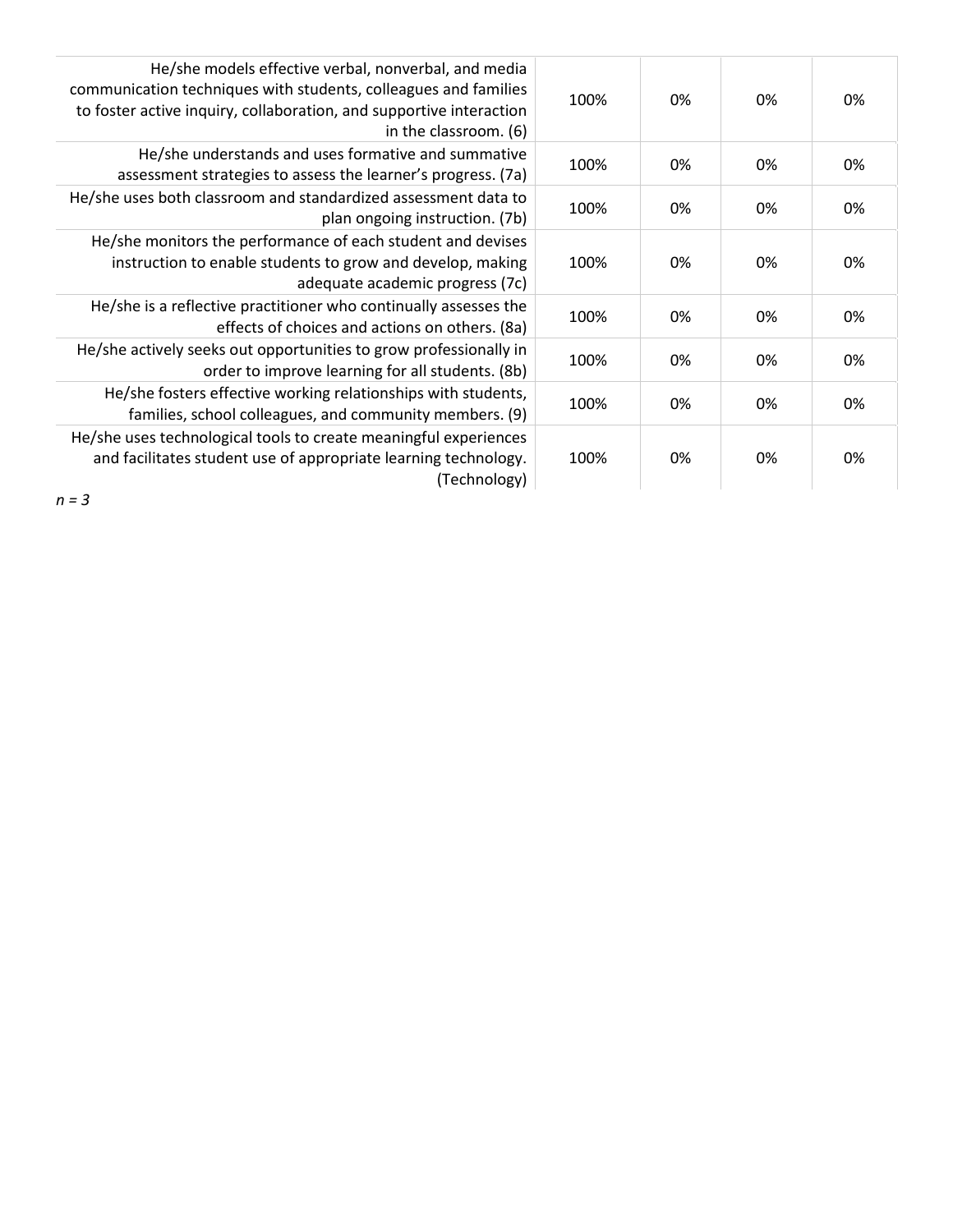| | | | | |
|---|---|---|---|---|
| He/she models effective verbal, nonverbal, and media communication techniques with students, colleagues and families to foster active inquiry, collaboration, and supportive interaction in the classroom. (6) | 100% | 0% | 0% | 0% |
| He/she understands and uses formative and summative assessment strategies to assess the learner's progress. (7a) | 100% | 0% | 0% | 0% |
| He/she uses both classroom and standardized assessment data to plan ongoing instruction. (7b) | 100% | 0% | 0% | 0% |
| He/she monitors the performance of each student and devises instruction to enable students to grow and develop, making adequate academic progress (7c) | 100% | 0% | 0% | 0% |
| He/she is a reflective practitioner who continually assesses the effects of choices and actions on others. (8a) | 100% | 0% | 0% | 0% |
| He/she actively seeks out opportunities to grow professionally in order to improve learning for all students. (8b) | 100% | 0% | 0% | 0% |
| He/she fosters effective working relationships with students, families, school colleagues, and community members. (9) | 100% | 0% | 0% | 0% |
| He/she uses technological tools to create meaningful experiences and facilitates student use of appropriate learning technology. (Technology) | 100% | 0% | 0% | 0% |

*n = 3*